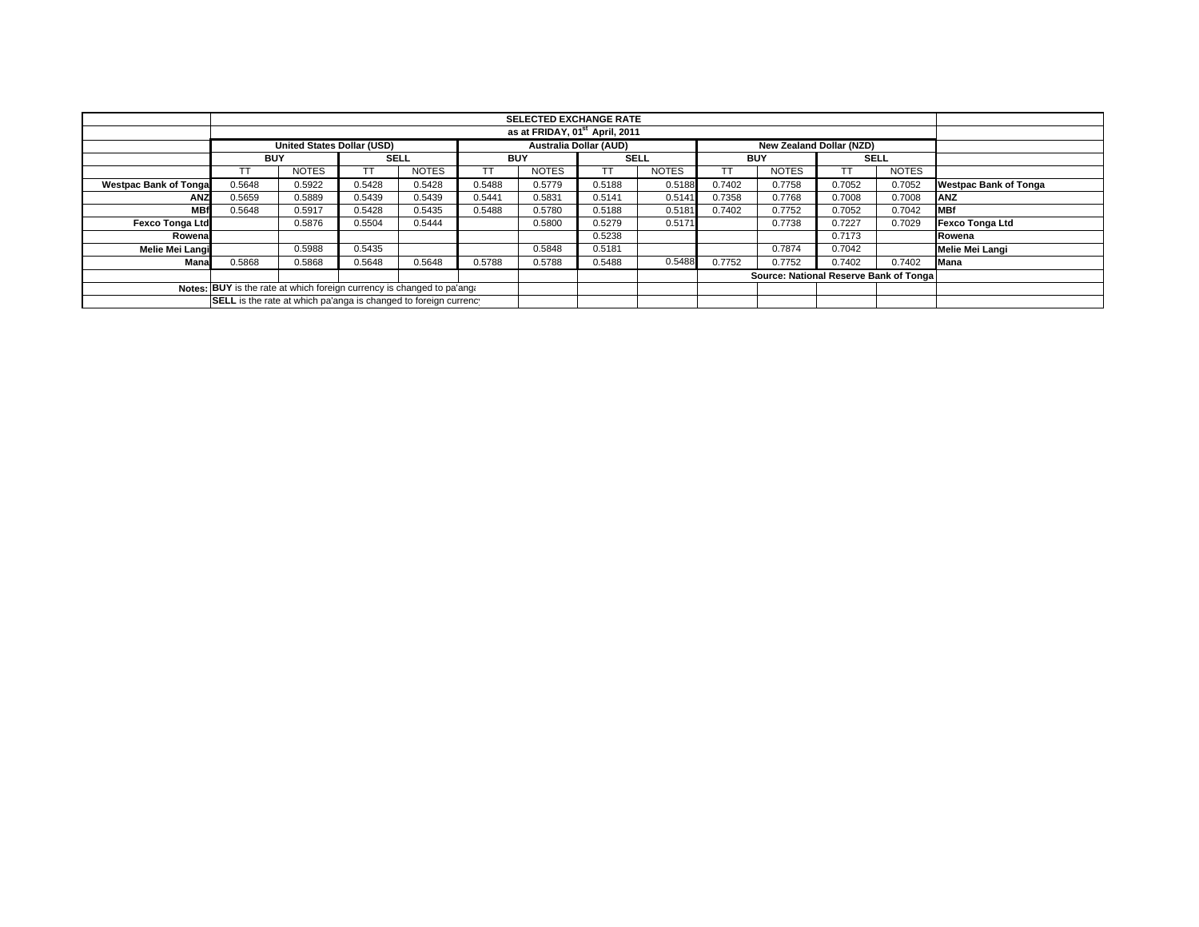| | SELECTED EXCHANGE RATE | | | | | | | | | | | | |
|---|---|---|---|---|---|---|---|---|---|---|---|---|---|
| | as at FRIDAY, 01st April, 2011 | | | | | | | | | | | | |
| | United States Dollar (USD) | | | | Australia Dollar (AUD) | | | | New Zealand Dollar (NZD) | | | | |
| | BUY | | SELL | | BUY | | SELL | | BUY | | SELL | | |
| | TT | NOTES | TT | NOTES | TT | NOTES | TT | NOTES | TT | NOTES | TT | NOTES | |
| **Westpac Bank of Tonga** | 0.5648 | 0.5922 | 0.5428 | 0.5428 | 0.5488 | 0.5779 | 0.5188 | 0.5188 | 0.7402 | 0.7758 | 0.7052 | 0.7052 | **Westpac Bank of Tonga** |
| **ANZ** | 0.5659 | 0.5889 | 0.5439 | 0.5439 | 0.5441 | 0.5831 | 0.5141 | 0.5141 | 0.7358 | 0.7768 | 0.7008 | 0.7008 | **ANZ** |
| **MBf** | 0.5648 | 0.5917 | 0.5428 | 0.5435 | 0.5488 | 0.5780 | 0.5188 | 0.5181 | 0.7402 | 0.7752 | 0.7052 | 0.7042 | **MBf** |
| **Fexco Tonga Ltd** | | 0.5876 | 0.5504 | 0.5444 | | 0.5800 | 0.5279 | 0.5171 | | 0.7738 | 0.7227 | 0.7029 | **Fexco Tonga Ltd** |
| **Rowena** | | | | | | | 0.5238 | | | | 0.7173 | | **Rowena** |
| **Melie Mei Langi** | | 0.5988 | 0.5435 | | | 0.5848 | 0.5181 | | | 0.7874 | 0.7042 | | **Melie Mei Langi** |
| **Mana** | 0.5868 | 0.5868 | 0.5648 | 0.5648 | 0.5788 | 0.5788 | 0.5488 | 0.5488 | 0.7752 | 0.7752 | 0.7402 | 0.7402 | **Mana** |
| | | | | | | | | | **Source: National Reserve Bank of Tonga** | | | | |
| **Notes:** | **BUY** is the rate at which foreign currency is changed to pa'anga | | | | | | | | | | | | |
| | **SELL** is the rate at which pa'anga is changed to foreign currency | | | | | | | | | | | | |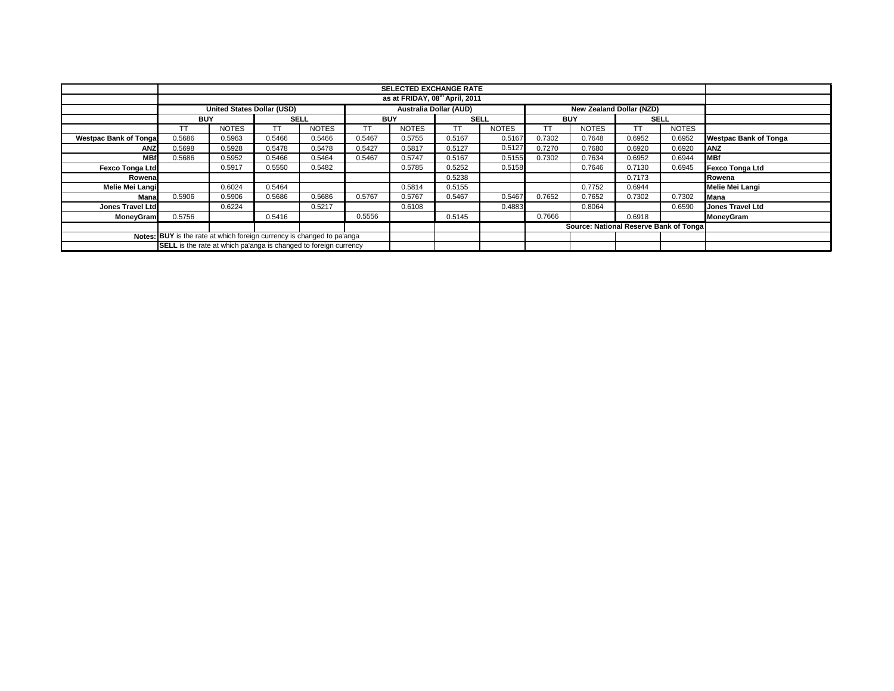| | SELECTED EXCHANGE RATE | | | | | | | | | | | | |
|---|---|---|---|---|---|---|---|---|---|---|---|---|---|
| | as at FRIDAY, 08th April, 2011 | | | | | | | | | | | | |
| | United States Dollar (USD) | | | | Australia Dollar (AUD) | | | | New Zealand Dollar (NZD) | | | | |
| | BUY | | SELL | | BUY | | SELL | | BUY | | SELL | | |
| | TT | NOTES | TT | NOTES | TT | NOTES | TT | NOTES | TT | NOTES | TT | NOTES | |
| **Westpac Bank of Tonga** | 0.5686 | 0.5963 | 0.5466 | 0.5466 | 0.5467 | 0.5755 | 0.5167 | 0.5167 | 0.7302 | 0.7648 | 0.6952 | 0.6952 | **Westpac Bank of Tonga** |
| **ANZ** | 0.5698 | 0.5928 | 0.5478 | 0.5478 | 0.5427 | 0.5817 | 0.5127 | 0.5127 | 0.7270 | 0.7680 | 0.6920 | 0.6920 | **ANZ** |
| **MBf** | 0.5686 | 0.5952 | 0.5466 | 0.5464 | 0.5467 | 0.5747 | 0.5167 | 0.5155 | 0.7302 | 0.7634 | 0.6952 | 0.6944 | **MBf** |
| **Fexco Tonga Ltd** | | 0.5917 | 0.5550 | 0.5482 | | 0.5785 | 0.5252 | 0.5158 | | 0.7646 | 0.7130 | 0.6945 | **Fexco Tonga Ltd** |
| **Rowena** | | | | | | | 0.5238 | | | | 0.7173 | | **Rowena** |
| **Melie Mei Langi** | | 0.6024 | 0.5464 | | | 0.5814 | 0.5155 | | | 0.7752 | 0.6944 | | **Melie Mei Langi** |
| **Mana** | 0.5906 | 0.5906 | 0.5686 | 0.5686 | 0.5767 | 0.5767 | 0.5467 | 0.5467 | 0.7652 | 0.7652 | 0.7302 | 0.7302 | **Mana** |
| **Jones Travel Ltd** | | 0.6224 | | 0.5217 | | 0.6108 | | 0.4883 | | 0.8064 | | 0.6590 | **Jones Travel Ltd** |
| **MoneyGram** | 0.5756 | | 0.5416 | | 0.5556 | | 0.5145 | | 0.7666 | | 0.6918 | | **MoneyGram** |
| | | | | | | | | | **Source: National Reserve Bank of Tonga** | | | | |
| **Notes:** | **BUY** is the rate at which foreign currency is changed to pa'anga | | | | | | | | | | | | |
| | **SELL** is the rate at which pa'anga is changed to foreign currency | | | | | | | | | | | | |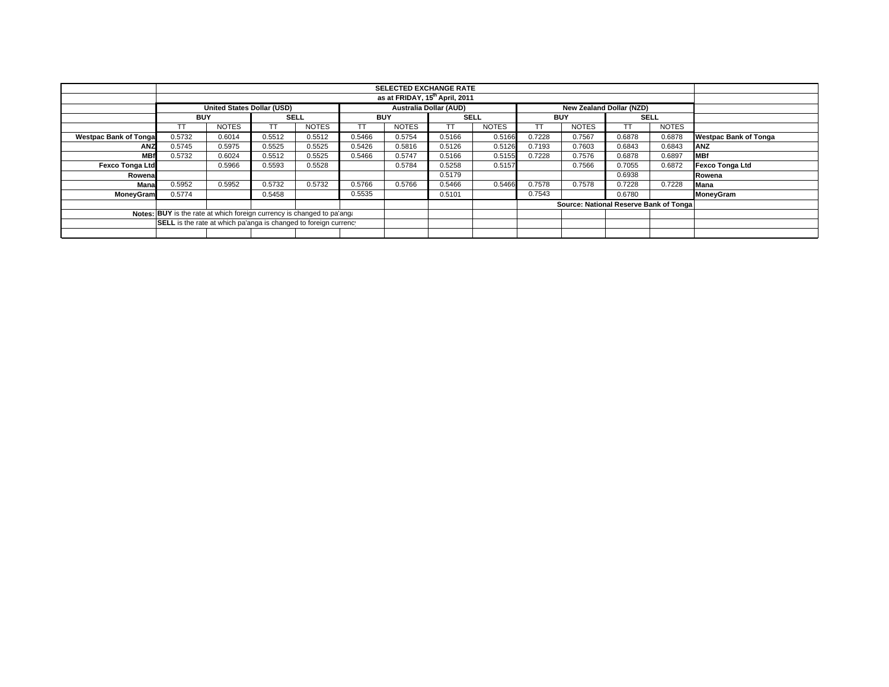| | SELECTED EXCHANGE RATE | | | | | | | | | | | | |
|---|---|---|---|---|---|---|---|---|---|---|---|---|---|
| | as at FRIDAY, 15th April, 2011 | | | | | | | | | | | | |
| | United States Dollar (USD) | | | | Australia Dollar (AUD) | | | | New Zealand Dollar (NZD) | | | | |
| | BUY | | SELL | | BUY | | SELL | | BUY | | SELL | | |
| | TT | NOTES | TT | NOTES | TT | NOTES | TT | NOTES | TT | NOTES | TT | NOTES | |
| Westpac Bank of Tonga | 0.5732 | 0.6014 | 0.5512 | 0.5512 | 0.5466 | 0.5754 | 0.5166 | 0.5166 | 0.7228 | 0.7567 | 0.6878 | 0.6878 | Westpac Bank of Tonga |
| ANZ | 0.5745 | 0.5975 | 0.5525 | 0.5525 | 0.5426 | 0.5816 | 0.5126 | 0.5126 | 0.7193 | 0.7603 | 0.6843 | 0.6843 | ANZ |
| MBf | 0.5732 | 0.6024 | 0.5512 | 0.5525 | 0.5466 | 0.5747 | 0.5166 | 0.5155 | 0.7228 | 0.7576 | 0.6878 | 0.6897 | MBf |
| Fexco Tonga Ltd | | 0.5966 | 0.5593 | 0.5528 | | 0.5784 | 0.5258 | 0.5157 | | 0.7566 | 0.7055 | 0.6872 | Fexco Tonga Ltd |
| Rowena | | | | | | | 0.5179 | | | | 0.6938 | | Rowena |
| Mana | 0.5952 | 0.5952 | 0.5732 | 0.5732 | 0.5766 | 0.5766 | 0.5466 | 0.5466 | 0.7578 | 0.7578 | 0.7228 | 0.7228 | Mana |
| MoneyGram | 0.5774 | | 0.5458 | | 0.5535 | | 0.5101 | | 0.7543 | | 0.6780 | | MoneyGram |
| | | | | | | | | | Source: National Reserve Bank of Tonga | | | | |
| Notes: | **BUY** is the rate at which foreign currency is changed to pa'anga | | | | | | | | | | | | |
| | **SELL** is the rate at which pa'anga is changed to foreign currency | | | | | | | | | | | | |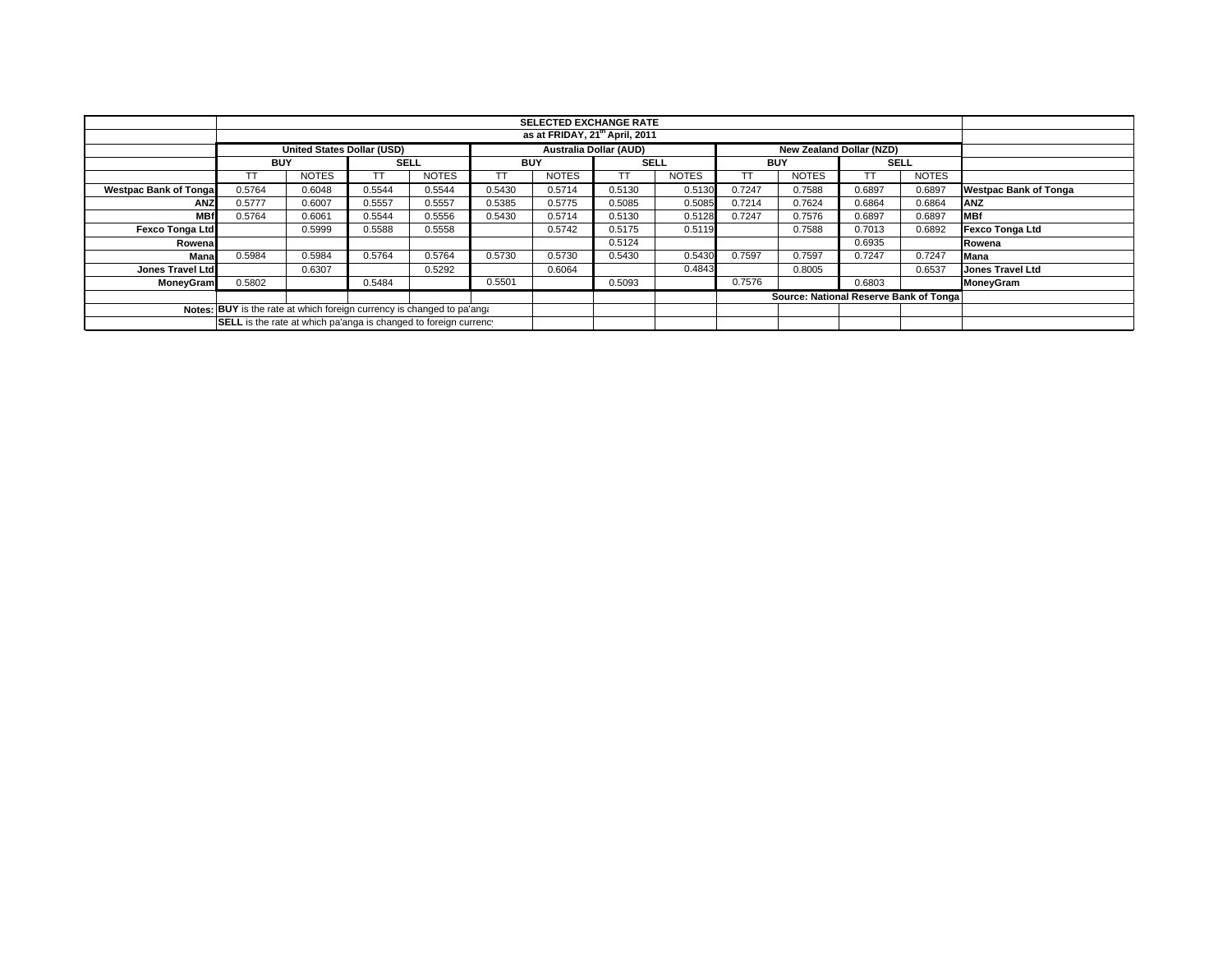| | SELECTED EXCHANGE RATE | | | | | | | | | | | | |
|---|---|---|---|---|---|---|---|---|---|---|---|---|---|
| | as at FRIDAY, 21[th] April, 2011 | | | | | | | | | | | | |
| | United States Dollar (USD) | | | | Australia Dollar (AUD) | | | | New Zealand Dollar (NZD) | | | | |
| | BUY | | SELL | | BUY | | SELL | | BUY | | SELL | | |
| | TT | NOTES | TT | NOTES | TT | NOTES | TT | NOTES | TT | NOTES | TT | NOTES | |
| **Westpac Bank of Tonga** | 0.5764 | 0.6048 | 0.5544 | 0.5544 | 0.5430 | 0.5714 | 0.5130 | 0.5130 | 0.7247 | 0.7588 | 0.6897 | 0.6897 | **Westpac Bank of Tonga** |
| **ANZ** | 0.5777 | 0.6007 | 0.5557 | 0.5557 | 0.5385 | 0.5775 | 0.5085 | 0.5085 | 0.7214 | 0.7624 | 0.6864 | 0.6864 | **ANZ** |
| **MBf** | 0.5764 | 0.6061 | 0.5544 | 0.5556 | 0.5430 | 0.5714 | 0.5130 | 0.5128 | 0.7247 | 0.7576 | 0.6897 | 0.6897 | **MBf** |
| **Fexco Tonga Ltd** | | 0.5999 | 0.5588 | 0.5558 | | 0.5742 | 0.5175 | 0.5119 | | 0.7588 | 0.7013 | 0.6892 | **Fexco Tonga Ltd** |
| **Rowena** | | | | | | | 0.5124 | | | | 0.6935 | | **Rowena** |
| **Mana** | 0.5984 | 0.5984 | 0.5764 | 0.5764 | 0.5730 | 0.5730 | 0.5430 | 0.5430 | 0.7597 | 0.7597 | 0.7247 | 0.7247 | **Mana** |
| **Jones Travel Ltd** | | 0.6307 | | 0.5292 | | 0.6064 | | 0.4843 | | 0.8005 | | 0.6537 | **Jones Travel Ltd** |
| **MoneyGram** | 0.5802 | | 0.5484 | | 0.5501 | | 0.5093 | | 0.7576 | | 0.6803 | | **MoneyGram** |
| | | | | | | | | | **Source: National Reserve Bank of Tonga** | | | | |
| **Notes:** | **BUY** is the rate at which foreign currency is changed to pa'anga | | | | | | | | | | | | |
| | **SELL** is the rate at which pa'anga is changed to foreign currency | | | | | | | | | | | | |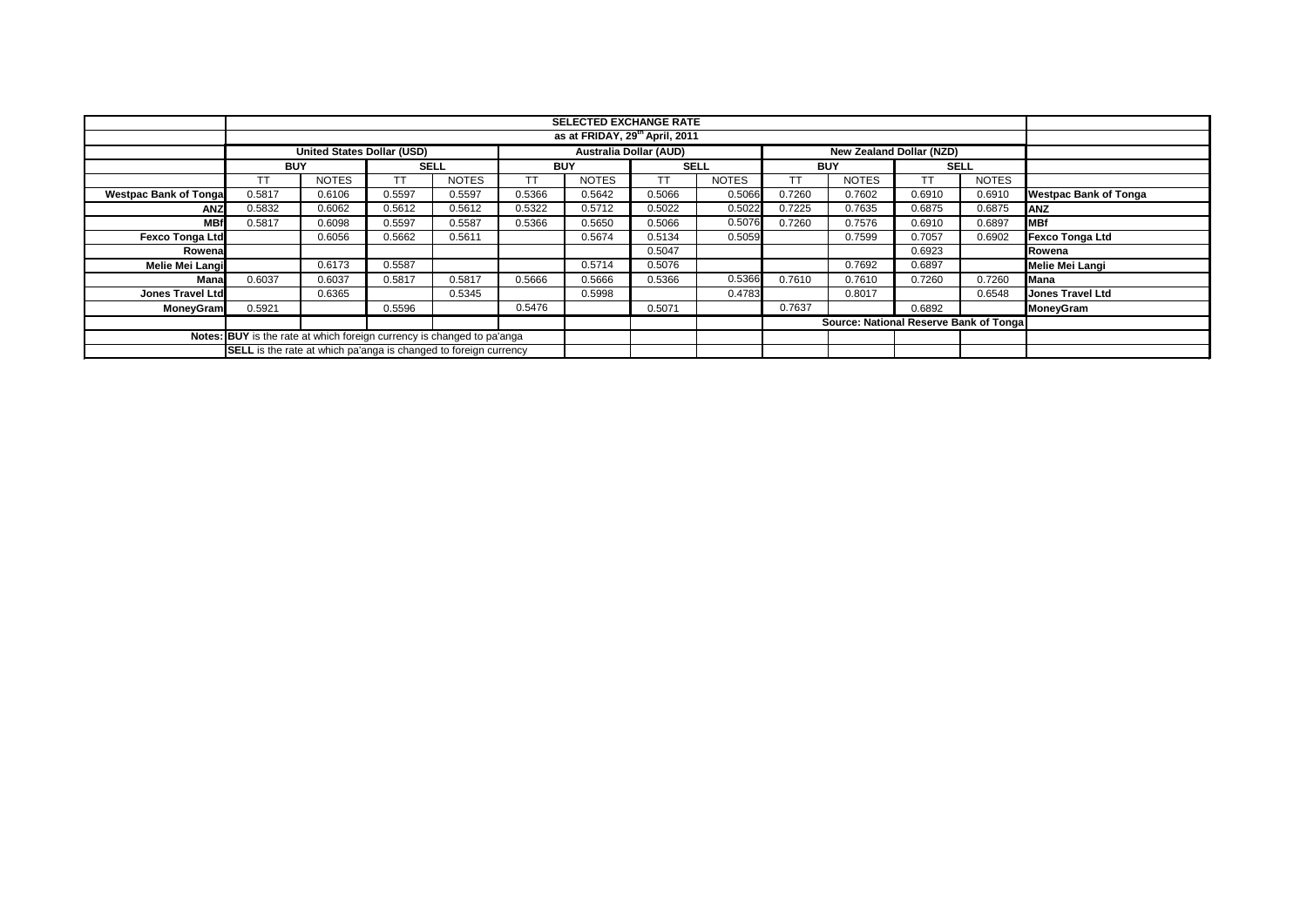| | SELECTED EXCHANGE RATE | | | | | | | | | | | | |
|---|---|---|---|---|---|---|---|---|---|---|---|---|---|
| | as at FRIDAY, 29th April, 2011 | | | | | | | | | | | | |
| | United States Dollar (USD) | | | | Australia Dollar (AUD) | | | | New Zealand Dollar (NZD) | | | | |
| | BUY | | SELL | | BUY | | SELL | | BUY | | SELL | | |
| | TT | NOTES | TT | NOTES | TT | NOTES | TT | NOTES | TT | NOTES | TT | NOTES | |
| Westpac Bank of Tonga | 0.5817 | 0.6106 | 0.5597 | 0.5597 | 0.5366 | 0.5642 | 0.5066 | 0.5066 | 0.7260 | 0.7602 | 0.6910 | 0.6910 | Westpac Bank of Tonga |
| ANZ | 0.5832 | 0.6062 | 0.5612 | 0.5612 | 0.5322 | 0.5712 | 0.5022 | 0.5022 | 0.7225 | 0.7635 | 0.6875 | 0.6875 | ANZ |
| MBf | 0.5817 | 0.6098 | 0.5597 | 0.5587 | 0.5366 | 0.5650 | 0.5066 | 0.5076 | 0.7260 | 0.7576 | 0.6910 | 0.6897 | MBf |
| Fexco Tonga Ltd | | 0.6056 | 0.5662 | 0.5611 | | 0.5674 | 0.5134 | 0.5059 | | 0.7599 | 0.7057 | 0.6902 | Fexco Tonga Ltd |
| Rowena | | | | | | | 0.5047 | | | | 0.6923 | | Rowena |
| Melie Mei Langi | | 0.6173 | 0.5587 | | | 0.5714 | 0.5076 | | | 0.7692 | 0.6897 | | Melie Mei Langi |
| Mana | 0.6037 | 0.6037 | 0.5817 | 0.5817 | 0.5666 | 0.5666 | 0.5366 | 0.5366 | 0.7610 | 0.7610 | 0.7260 | 0.7260 | Mana |
| Jones Travel Ltd | | 0.6365 | | 0.5345 | | 0.5998 | | 0.4783 | | 0.8017 | | 0.6548 | Jones Travel Ltd |
| MoneyGram | 0.5921 | | 0.5596 | | 0.5476 | | 0.5071 | | 0.7637 | | 0.6892 | | MoneyGram |
| | | | | | | | | | Source: National Reserve Bank of Tonga | | | | |
| | Notes: BUY is the rate at which foreign currency is changed to pa'anga | | | | | | | | | | | | |
| | SELL is the rate at which pa'anga is changed to foreign currency | | | | | | | | | | | | |